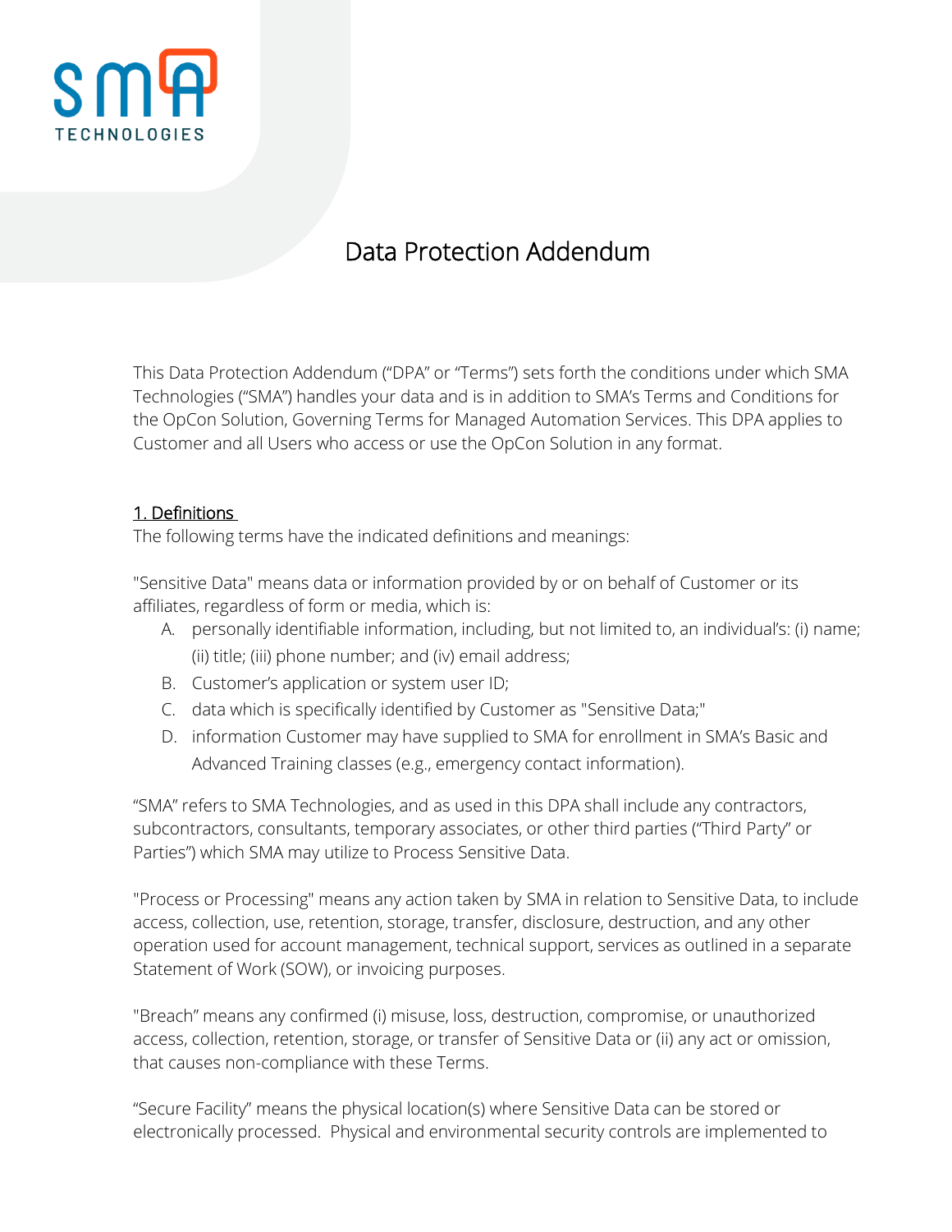SMA TECHNOLOGIES

# Data Protection Addendum

This Data Protection Addendum ("DPA" or "Terms") sets forth the conditions under which SMA Technologies ("SMA") handles your data and is in addition to SMA's Terms and Conditions for the OpCon Solution, Governing Terms for Managed Automation Services. This DPA applies to Customer and all Users who access or use the OpCon Solution in any format.

## 1. Definitions

The following terms have the indicated definitions and meanings:

"Sensitive Data" means data or information provided by or on behalf of Customer or its affiliates, regardless of form or media, which is:

A. personally identifiable information, including, but not limited to, an individual's: (i) name; (ii) title; (iii) phone number; and (iv) email address;
B. Customer's application or system user ID;
C. data which is specifically identified by Customer as "Sensitive Data;"
D. information Customer may have supplied to SMA for enrollment in SMA's Basic and Advanced Training classes (e.g., emergency contact information).

"SMA" refers to SMA Technologies, and as used in this DPA shall include any contractors, subcontractors, consultants, temporary associates, or other third parties ("Third Party" or Parties") which SMA may utilize to Process Sensitive Data.

"Process or Processing" means any action taken by SMA in relation to Sensitive Data, to include access, collection, use, retention, storage, transfer, disclosure, destruction, and any other operation used for account management, technical support, services as outlined in a separate Statement of Work (SOW), or invoicing purposes.

"Breach" means any confirmed (i) misuse, loss, destruction, compromise, or unauthorized access, collection, retention, storage, or transfer of Sensitive Data or (ii) any act or omission, that causes non-compliance with these Terms.

"Secure Facility" means the physical location(s) where Sensitive Data can be stored or electronically processed. Physical and environmental security controls are implemented to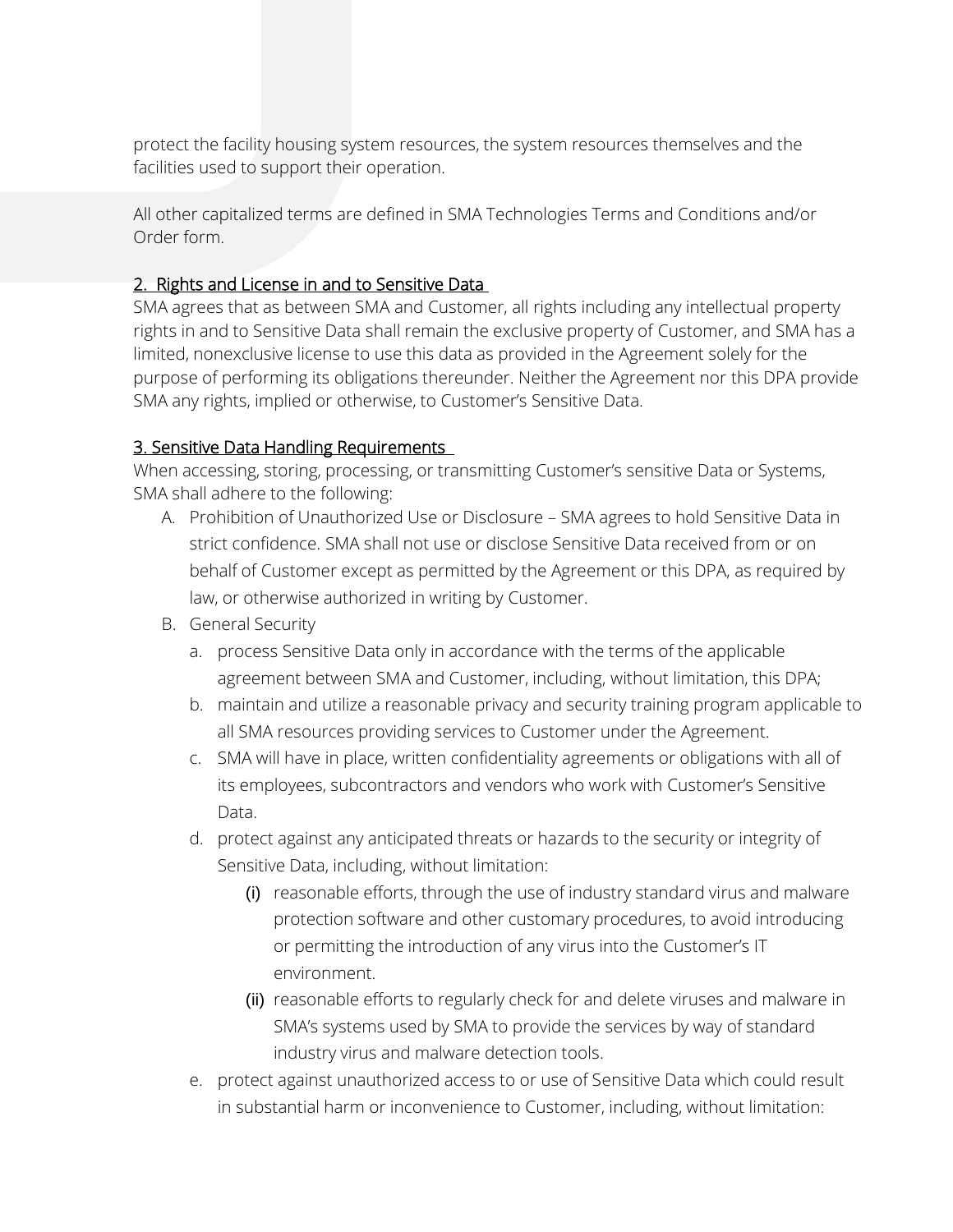protect the facility housing system resources, the system resources themselves and the facilities used to support their operation.

All other capitalized terms are defined in SMA Technologies Terms and Conditions and/or Order form.

## 2. Rights and License in and to Sensitive Data

SMA agrees that as between SMA and Customer, all rights including any intellectual property rights in and to Sensitive Data shall remain the exclusive property of Customer, and SMA has a limited, nonexclusive license to use this data as provided in the Agreement solely for the purpose of performing its obligations thereunder. Neither the Agreement nor this DPA provide SMA any rights, implied or otherwise, to Customer's Sensitive Data.

## 3. Sensitive Data Handling Requirements

When accessing, storing, processing, or transmitting Customer's sensitive Data or Systems, SMA shall adhere to the following:

A. Prohibition of Unauthorized Use or Disclosure – SMA agrees to hold Sensitive Data in strict confidence. SMA shall not use or disclose Sensitive Data received from or on behalf of Customer except as permitted by the Agreement or this DPA, as required by law, or otherwise authorized in writing by Customer.

B. General Security

   a. process Sensitive Data only in accordance with the terms of the applicable agreement between SMA and Customer, including, without limitation, this DPA;

   b. maintain and utilize a reasonable privacy and security training program applicable to all SMA resources providing services to Customer under the Agreement.

   c. SMA will have in place, written confidentiality agreements or obligations with all of its employees, subcontractors and vendors who work with Customer's Sensitive Data.

   d. protect against any anticipated threats or hazards to the security or integrity of Sensitive Data, including, without limitation:

      (i) reasonable efforts, through the use of industry standard virus and malware protection software and other customary procedures, to avoid introducing or permitting the introduction of any virus into the Customer's IT environment.

      (ii) reasonable efforts to regularly check for and delete viruses and malware in SMA's systems used by SMA to provide the services by way of standard industry virus and malware detection tools.

   e. protect against unauthorized access to or use of Sensitive Data which could result in substantial harm or inconvenience to Customer, including, without limitation: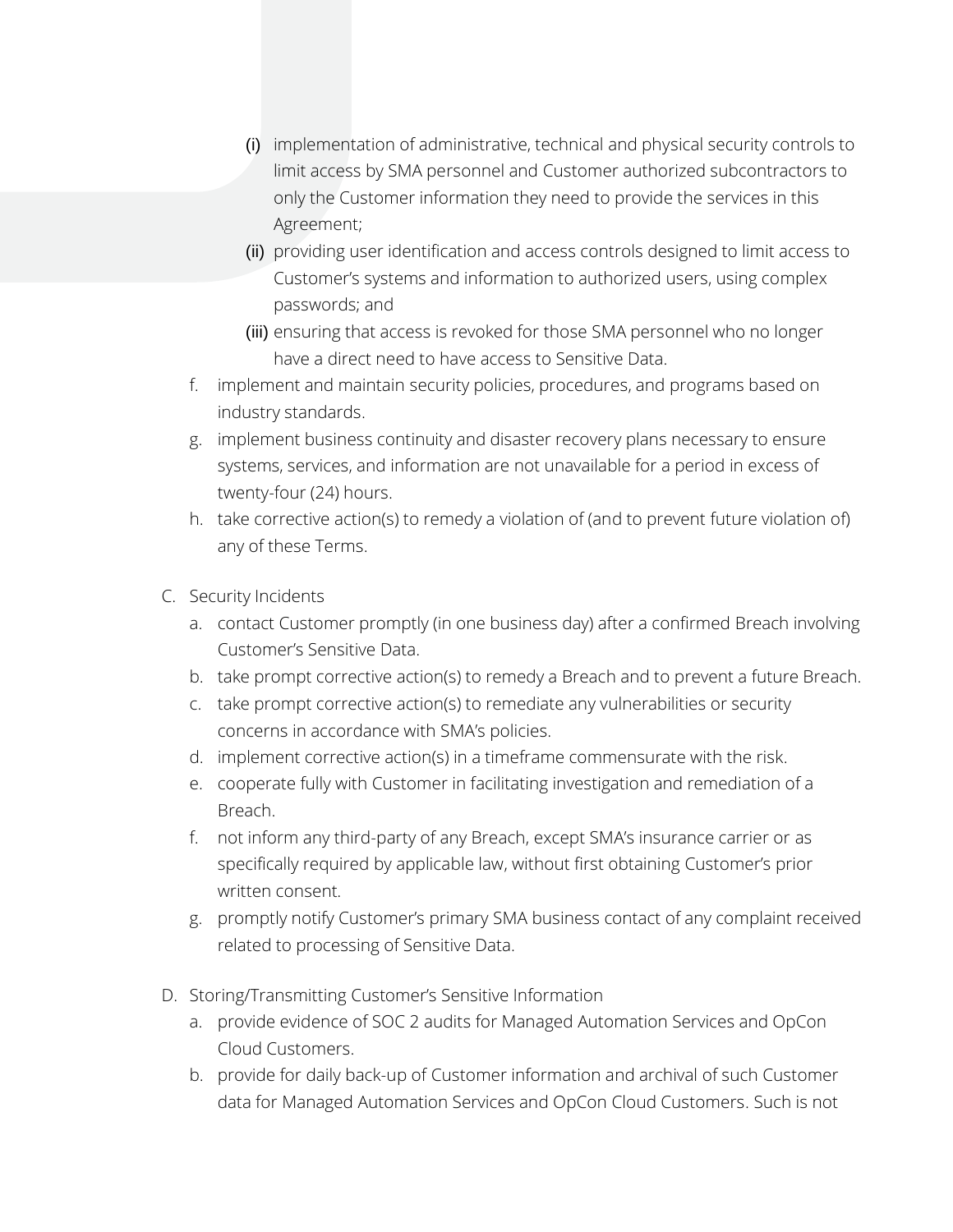(i) implementation of administrative, technical and physical security controls to limit access by SMA personnel and Customer authorized subcontractors to only the Customer information they need to provide the services in this Agreement;

   (ii) providing user identification and access controls designed to limit access to Customer's systems and information to authorized users, using complex passwords; and

   (iii) ensuring that access is revoked for those SMA personnel who no longer have a direct need to have access to Sensitive Data.

f. implement and maintain security policies, procedures, and programs based on industry standards.

g. implement business continuity and disaster recovery plans necessary to ensure systems, services, and information are not unavailable for a period in excess of twenty-four (24) hours.

h. take corrective action(s) to remedy a violation of (and to prevent future violation of) any of these Terms.

C. Security Incidents

   a. contact Customer promptly (in one business day) after a confirmed Breach involving Customer's Sensitive Data.

   b. take prompt corrective action(s) to remedy a Breach and to prevent a future Breach.

   c. take prompt corrective action(s) to remediate any vulnerabilities or security concerns in accordance with SMA's policies.

   d. implement corrective action(s) in a timeframe commensurate with the risk.

   e. cooperate fully with Customer in facilitating investigation and remediation of a Breach.

   f. not inform any third-party of any Breach, except SMA's insurance carrier or as specifically required by applicable law, without first obtaining Customer's prior written consent.

   g. promptly notify Customer's primary SMA business contact of any complaint received related to processing of Sensitive Data.

D. Storing/Transmitting Customer's Sensitive Information

   a. provide evidence of SOC 2 audits for Managed Automation Services and OpCon Cloud Customers.

   b. provide for daily back-up of Customer information and archival of such Customer data for Managed Automation Services and OpCon Cloud Customers. Such is not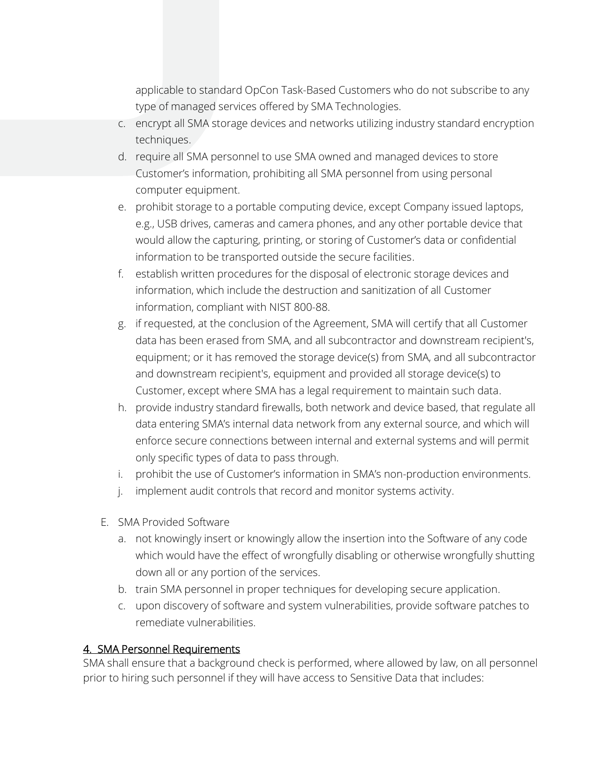applicable to standard OpCon Task-Based Customers who do not subscribe to any type of managed services offered by SMA Technologies.

c. encrypt all SMA storage devices and networks utilizing industry standard encryption techniques.
d. require all SMA personnel to use SMA owned and managed devices to store Customer's information, prohibiting all SMA personnel from using personal computer equipment.
e. prohibit storage to a portable computing device, except Company issued laptops, e.g., USB drives, cameras and camera phones, and any other portable device that would allow the capturing, printing, or storing of Customer's data or confidential information to be transported outside the secure facilities.
f. establish written procedures for the disposal of electronic storage devices and information, which include the destruction and sanitization of all Customer information, compliant with NIST 800-88.
g. if requested, at the conclusion of the Agreement, SMA will certify that all Customer data has been erased from SMA, and all subcontractor and downstream recipient's, equipment; or it has removed the storage device(s) from SMA, and all subcontractor and downstream recipient's, equipment and provided all storage device(s) to Customer, except where SMA has a legal requirement to maintain such data.
h. provide industry standard firewalls, both network and device based, that regulate all data entering SMA's internal data network from any external source, and which will enforce secure connections between internal and external systems and will permit only specific types of data to pass through.
i. prohibit the use of Customer's information in SMA's non-production environments.
j. implement audit controls that record and monitor systems activity.

E. SMA Provided Software
   a. not knowingly insert or knowingly allow the insertion into the Software of any code which would have the effect of wrongfully disabling or otherwise wrongfully shutting down all or any portion of the services.
   b. train SMA personnel in proper techniques for developing secure application.
   c. upon discovery of software and system vulnerabilities, provide software patches to remediate vulnerabilities.

## 4. SMA Personnel Requirements

SMA shall ensure that a background check is performed, where allowed by law, on all personnel prior to hiring such personnel if they will have access to Sensitive Data that includes: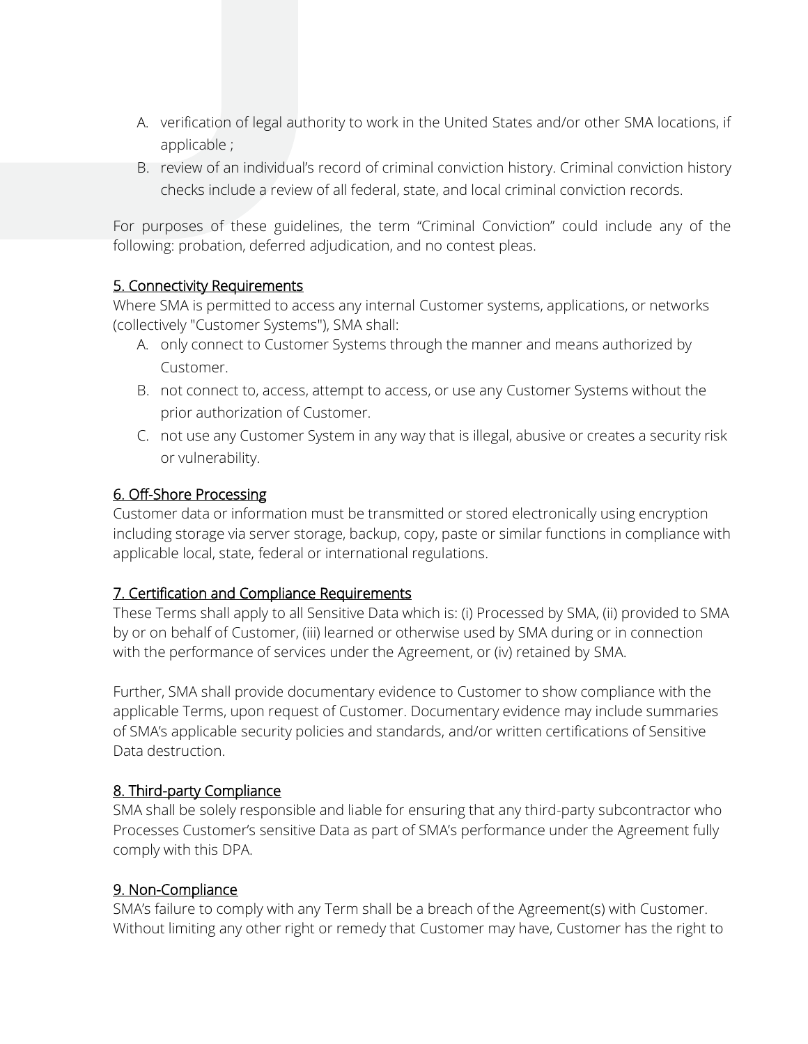A. verification of legal authority to work in the United States and/or other SMA locations, if applicable ;
B. review of an individual's record of criminal conviction history. Criminal conviction history checks include a review of all federal, state, and local criminal conviction records.

For purposes of these guidelines, the term "Criminal Conviction" could include any of the following: probation, deferred adjudication, and no contest pleas.

## 5. Connectivity Requirements

Where SMA is permitted to access any internal Customer systems, applications, or networks (collectively "Customer Systems"), SMA shall:

A. only connect to Customer Systems through the manner and means authorized by Customer.
B. not connect to, access, attempt to access, or use any Customer Systems without the prior authorization of Customer.
C. not use any Customer System in any way that is illegal, abusive or creates a security risk or vulnerability.

## 6. Off-Shore Processing

Customer data or information must be transmitted or stored electronically using encryption including storage via server storage, backup, copy, paste or similar functions in compliance with applicable local, state, federal or international regulations.

## 7. Certification and Compliance Requirements

These Terms shall apply to all Sensitive Data which is: (i) Processed by SMA, (ii) provided to SMA by or on behalf of Customer, (iii) learned or otherwise used by SMA during or in connection with the performance of services under the Agreement, or (iv) retained by SMA.

Further, SMA shall provide documentary evidence to Customer to show compliance with the applicable Terms, upon request of Customer. Documentary evidence may include summaries of SMA's applicable security policies and standards, and/or written certifications of Sensitive Data destruction.

## 8. Third-party Compliance

SMA shall be solely responsible and liable for ensuring that any third-party subcontractor who Processes Customer's sensitive Data as part of SMA's performance under the Agreement fully comply with this DPA.

## 9. Non-Compliance

SMA's failure to comply with any Term shall be a breach of the Agreement(s) with Customer. Without limiting any other right or remedy that Customer may have, Customer has the right to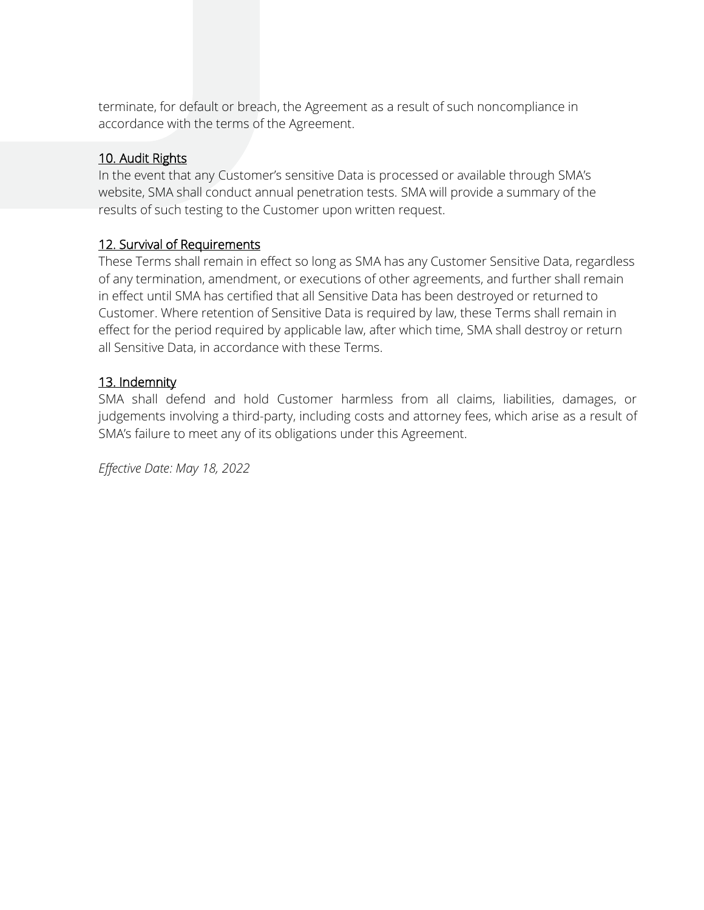terminate, for default or breach, the Agreement as a result of such noncompliance in accordance with the terms of the Agreement.

## 10. Audit Rights

In the event that any Customer's sensitive Data is processed or available through SMA's website, SMA shall conduct annual penetration tests. SMA will provide a summary of the results of such testing to the Customer upon written request.

## 12. Survival of Requirements

These Terms shall remain in effect so long as SMA has any Customer Sensitive Data, regardless of any termination, amendment, or executions of other agreements, and further shall remain in effect until SMA has certified that all Sensitive Data has been destroyed or returned to Customer. Where retention of Sensitive Data is required by law, these Terms shall remain in effect for the period required by applicable law, after which time, SMA shall destroy or return all Sensitive Data, in accordance with these Terms.

## 13. Indemnity

SMA shall defend and hold Customer harmless from all claims, liabilities, damages, or judgements involving a third-party, including costs and attorney fees, which arise as a result of SMA's failure to meet any of its obligations under this Agreement.

*Effective Date: May 18, 2022*